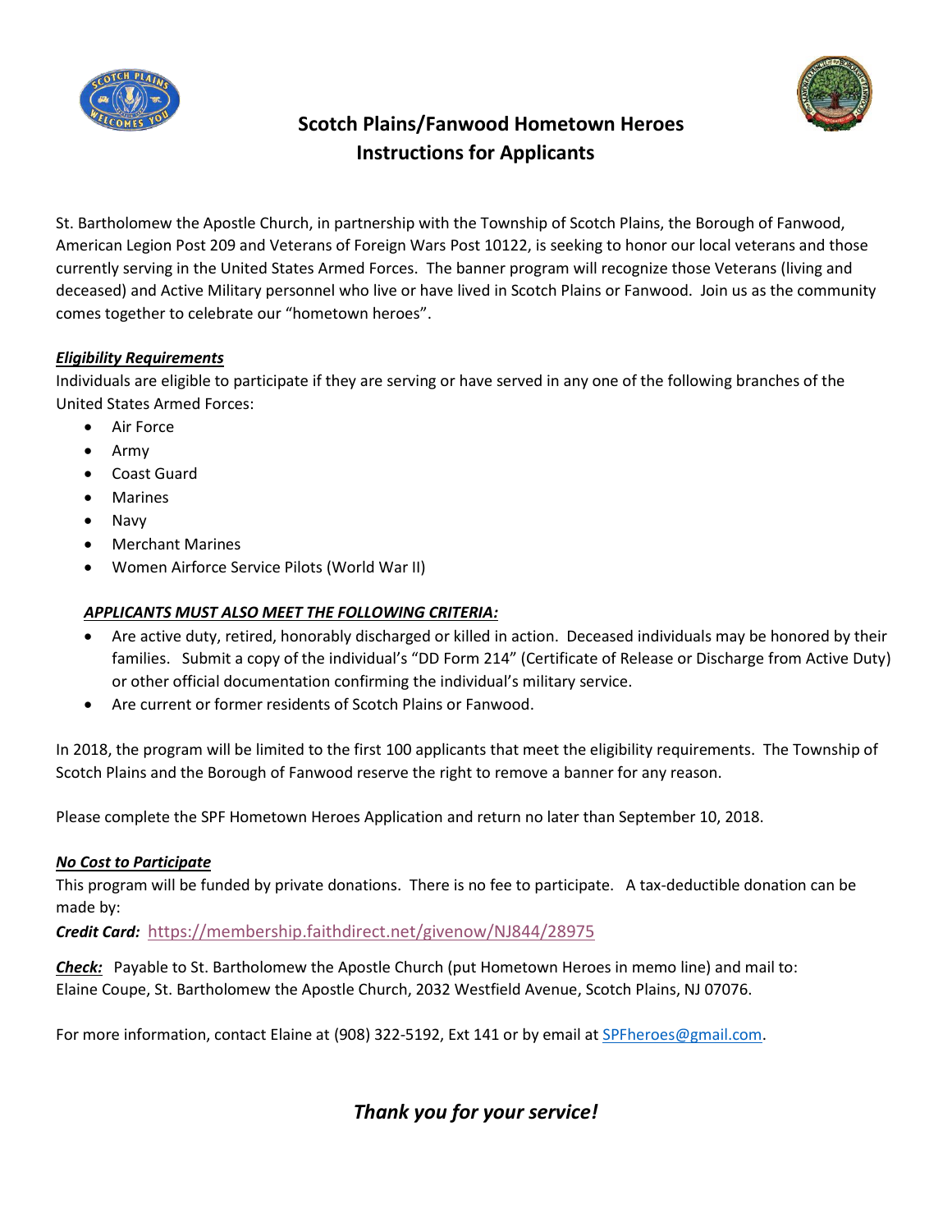# Scotch Plains/Fanwood Hometown Heroes
## Instructions for Applicants

St. Bartholomew the Apostle Church, in partnership with the Township of Scotch Plains, the Borough of Fanwood, American Legion Post 209 and Veterans of Foreign Wars Post 10122, is seeking to honor our local veterans and those currently serving in the United States Armed Forces. The banner program will recognize those Veterans (living and deceased) and Active Military personnel who live or have lived in Scotch Plains or Fanwood. Join us as the community comes together to celebrate our "hometown heroes".

***Eligibility Requirements***

Individuals are eligible to participate if they are serving or have served in any one of the following branches of the United States Armed Forces:

- Air Force
- Army
- Coast Guard
- Marines
- Navy
- Merchant Marines
- Women Airforce Service Pilots (World War II)

***APPLICANTS MUST ALSO MEET THE FOLLOWING CRITERIA:***

- Are active duty, retired, honorably discharged or killed in action. Deceased individuals may be honored by their families. Submit a copy of the individual's "DD Form 214" (Certificate of Release or Discharge from Active Duty) or other official documentation confirming the individual's military service.
- Are current or former residents of Scotch Plains or Fanwood.

In 2018, the program will be limited to the first 100 applicants that meet the eligibility requirements. The Township of Scotch Plains and the Borough of Fanwood reserve the right to remove a banner for any reason.

Please complete the SPF Hometown Heroes Application and return no later than September 10, 2018.

***No Cost to Participate***

This program will be funded by private donations. There is no fee to participate. A tax-deductible donation can be made by:

***Credit Card:*** https://membership.faithdirect.net/givenow/NJ844/28975

***Check:*** Payable to St. Bartholomew the Apostle Church (put Hometown Heroes in memo line) and mail to: Elaine Coupe, St. Bartholomew the Apostle Church, 2032 Westfield Avenue, Scotch Plains, NJ 07076.

For more information, contact Elaine at (908) 322-5192, Ext 141 or by email at SPFheroes@gmail.com.

*Thank you for your service!*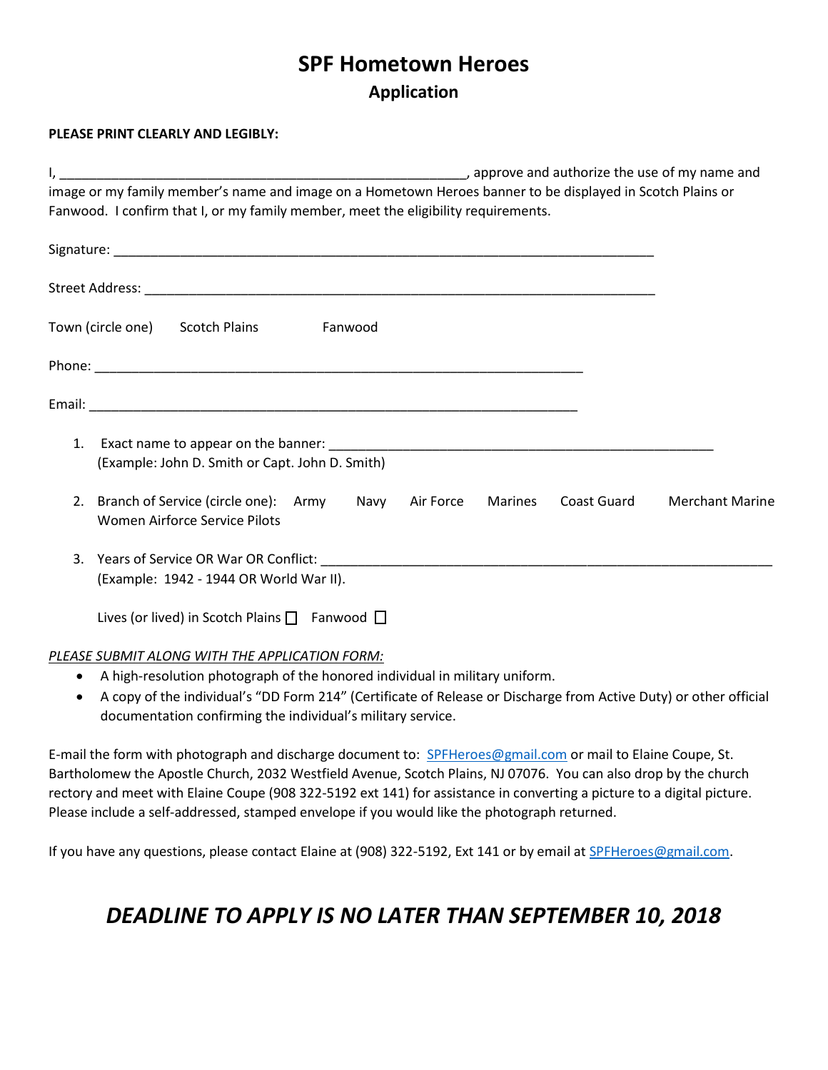# SPF Hometown Heroes

## Application

**PLEASE PRINT CLEARLY AND LEGIBLY:**

I, ______________________________________________________, approve and authorize the use of my name and image or my family member's name and image on a Hometown Heroes banner to be displayed in Scotch Plains or Fanwood. I confirm that I, or my family member, meet the eligibility requirements.

Signature: ______________________________________________________________________

Street Address: __________________________________________________________________

Town (circle one) Scotch Plains Fanwood

Phone: ________________________________________________________________

Email: ________________________________________________________________

1. Exact name to appear on the banner: ___________________________________________________
   (Example: John D. Smith or Capt. John D. Smith)

2. Branch of Service (circle one): Army Navy Air Force Marines Coast Guard Merchant Marine Women Airforce Service Pilots

3. Years of Service OR War OR Conflict: ___________________________________________________________
   (Example: 1942 - 1944 OR World War II).

   Lives (or lived) in Scotch Plains ☐ Fanwood ☐

*PLEASE SUBMIT ALONG WITH THE APPLICATION FORM:*

- A high-resolution photograph of the honored individual in military uniform.
- A copy of the individual's "DD Form 214" (Certificate of Release or Discharge from Active Duty) or other official documentation confirming the individual's military service.

E-mail the form with photograph and discharge document to: SPFHeroes@gmail.com or mail to Elaine Coupe, St. Bartholomew the Apostle Church, 2032 Westfield Avenue, Scotch Plains, NJ 07076. You can also drop by the church rectory and meet with Elaine Coupe (908 322-5192 ext 141) for assistance in converting a picture to a digital picture. Please include a self-addressed, stamped envelope if you would like the photograph returned.

If you have any questions, please contact Elaine at (908) 322-5192, Ext 141 or by email at SPFHeroes@gmail.com.

## *DEADLINE TO APPLY IS NO LATER THAN SEPTEMBER 10, 2018*